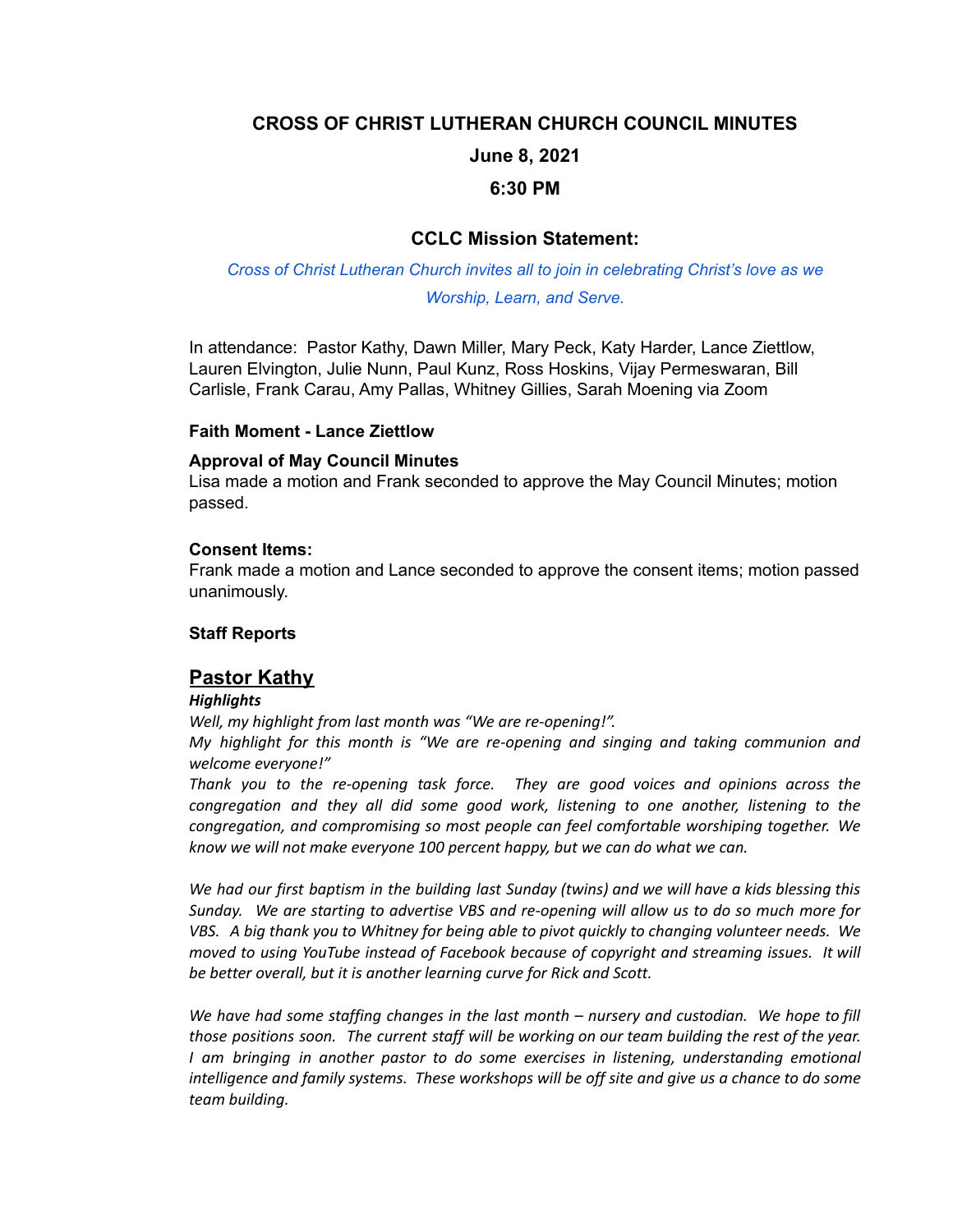# CROSS OF CHRIST LUTHERAN CHURCH COUNCIL MINUTES

## June 8, 2021

## 6:30 PM

### CCLC Mission Statement:

*Cross of Christ Lutheran Church invites all to join in celebrating Christ's love as we Worship, Learn, and Serve.*

In attendance: Pastor Kathy, Dawn Miller, Mary Peck, Katy Harder, Lance Ziettlow, Lauren Elvington, Julie Nunn, Paul Kunz, Ross Hoskins, Vijay Permeswaran, Bill Carlisle, Frank Carau, Amy Pallas, Whitney Gillies, Sarah Moening via Zoom

**Faith Moment - Lance Ziettlow**

**Approval of May Council Minutes**

Lisa made a motion and Frank seconded to approve the May Council Minutes; motion passed.

**Consent Items:**

Frank made a motion and Lance seconded to approve the consent items; motion passed unanimously.

**Staff Reports**

## Pastor Kathy

***Highlights***

*Well, my highlight from last month was "We are re-opening!".*

*My highlight for this month is "We are re-opening and singing and taking communion and welcome everyone!"*

*Thank you to the re-opening task force. They are good voices and opinions across the congregation and they all did some good work, listening to one another, listening to the congregation, and compromising so most people can feel comfortable worshiping together. We know we will not make everyone 100 percent happy, but we can do what we can.*

*We had our first baptism in the building last Sunday (twins) and we will have a kids blessing this Sunday. We are starting to advertise VBS and re-opening will allow us to do so much more for VBS. A big thank you to Whitney for being able to pivot quickly to changing volunteer needs. We moved to using YouTube instead of Facebook because of copyright and streaming issues. It will be better overall, but it is another learning curve for Rick and Scott.*

*We have had some staffing changes in the last month – nursery and custodian. We hope to fill those positions soon. The current staff will be working on our team building the rest of the year. I am bringing in another pastor to do some exercises in listening, understanding emotional intelligence and family systems. These workshops will be off site and give us a chance to do some team building.*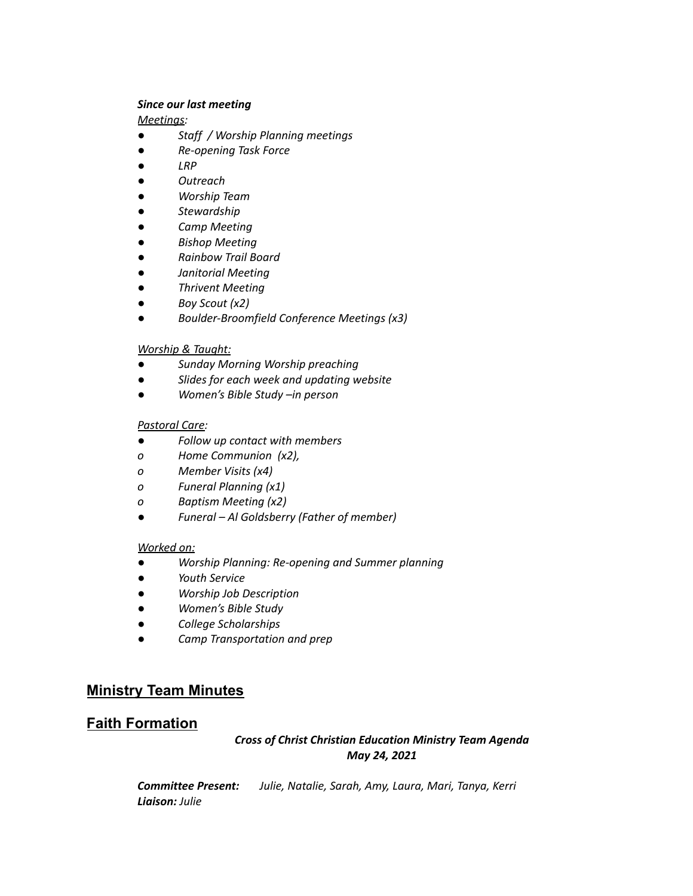***Since our last meeting***

*Meetings:*

- *Staff / Worship Planning meetings*
- *Re-opening Task Force*
- *LRP*
- *Outreach*
- *Worship Team*
- *Stewardship*
- *Camp Meeting*
- *Bishop Meeting*
- *Rainbow Trail Board*
- *Janitorial Meeting*
- *Thrivent Meeting*
- *Boy Scout (x2)*
- *Boulder-Broomfield Conference Meetings (x3)*

*Worship & Taught:*

- *Sunday Morning Worship preaching*
- *Slides for each week and updating website*
- *Women's Bible Study –in person*

*Pastoral Care:*

- *Follow up contact with members*
  - *Home Communion (x2),*
  - *Member Visits (x4)*
  - *Funeral Planning (x1)*
  - *Baptism Meeting (x2)*
- *Funeral – Al Goldsberry (Father of member)*

*Worked on:*

- *Worship Planning: Re-opening and Summer planning*
- *Youth Service*
- *Worship Job Description*
- *Women's Bible Study*
- *College Scholarships*
- *Camp Transportation and prep*

## Ministry Team Minutes

## Faith Formation

***Cross of Christ Christian Education Ministry Team Agenda***
***May 24, 2021***

***Committee Present:*** *Julie, Natalie, Sarah, Amy, Laura, Mari, Tanya, Kerri*
***Liaison:*** *Julie*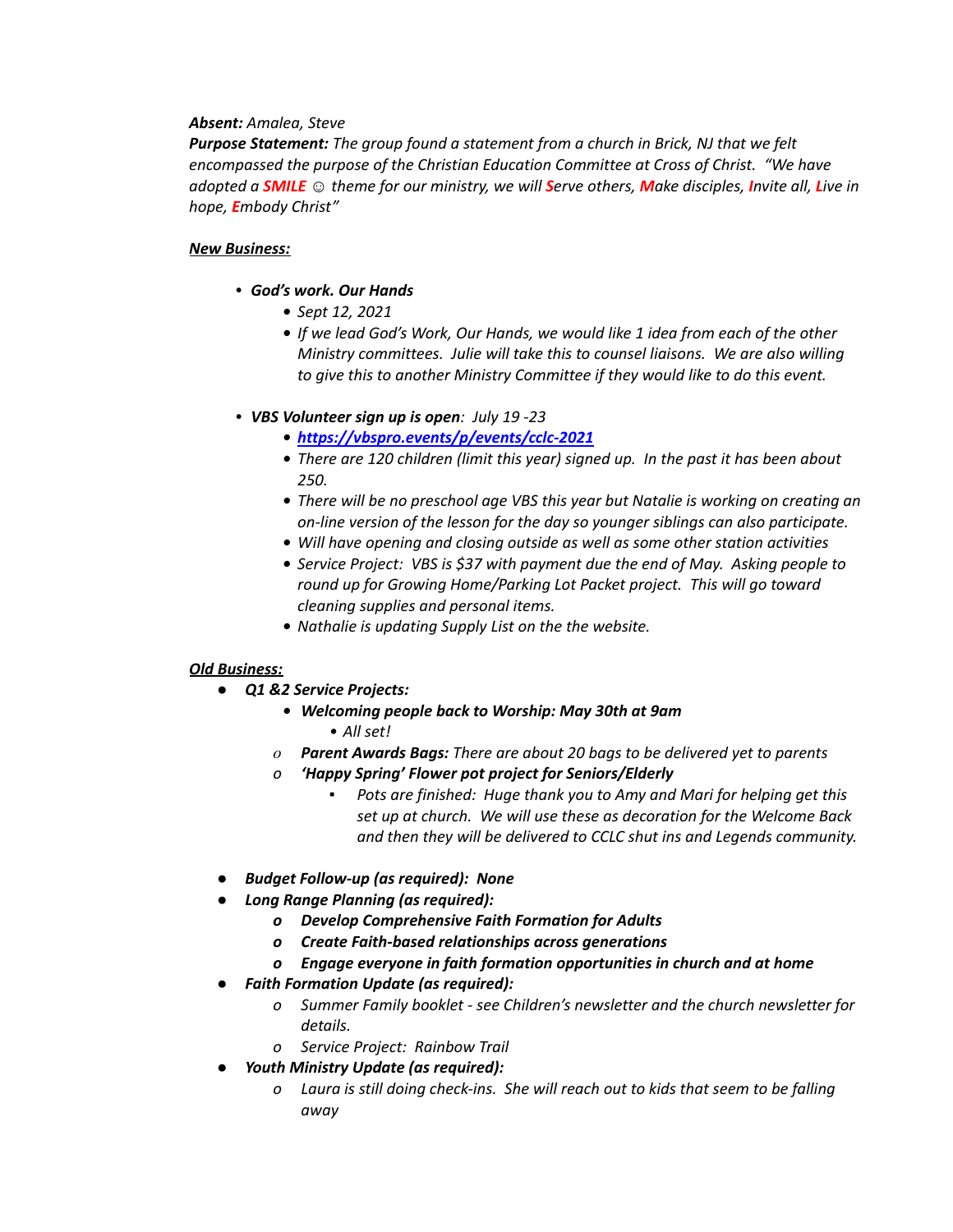***Absent:*** *Amalea, Steve*

***Purpose Statement:*** *The group found a statement from a church in Brick, NJ that we felt encompassed the purpose of the Christian Education Committee at Cross of Christ. "We have adopted a* ***SMILE*** *☺ theme for our ministry, we will* ***S****erve others,* ***M****ake disciples,* ***I****nvite all,* ***L****ive in hope,* ***E****mbody Christ"*

***New Business:***

- ***God's work. Our Hands***
  - *Sept 12, 2021*
  - *If we lead God's Work, Our Hands, we would like 1 idea from each of the other Ministry committees. Julie will take this to counsel liaisons. We are also willing to give this to another Ministry Committee if they would like to do this event.*
- ***VBS Volunteer sign up is open****: July 19 -23*
  - ***https://vbspro.events/p/events/cclc-2021***
  - *There are 120 children (limit this year) signed up. In the past it has been about 250.*
  - *There will be no preschool age VBS this year but Natalie is working on creating an on-line version of the lesson for the day so younger siblings can also participate.*
  - *Will have opening and closing outside as well as some other station activities*
  - *Service Project: VBS is $37 with payment due the end of May. Asking people to round up for Growing Home/Parking Lot Packet project. This will go toward cleaning supplies and personal items.*
  - *Nathalie is updating Supply List on the the website.*

***Old Business:***

- ***Q1 &2 Service Projects:***
  - ***Welcoming people back to Worship: May 30th at 9am***
    - *All set!*
  - ***Parent Awards Bags:*** *There are about 20 bags to be delivered yet to parents*
  - ***'Happy Spring' Flower pot project for Seniors/Elderly***
    - *Pots are finished: Huge thank you to Amy and Mari for helping get this set up at church. We will use these as decoration for the Welcome Back and then they will be delivered to CCLC shut ins and Legends community.*
- ***Budget Follow-up (as required): None***
- ***Long Range Planning (as required):***
  - ***Develop Comprehensive Faith Formation for Adults***
  - ***Create Faith-based relationships across generations***
  - ***Engage everyone in faith formation opportunities in church and at home***
- ***Faith Formation Update (as required):***
  - *Summer Family booklet - see Children's newsletter and the church newsletter for details.*
  - *Service Project: Rainbow Trail*
- ***Youth Ministry Update (as required):***
  - *Laura is still doing check-ins. She will reach out to kids that seem to be falling away*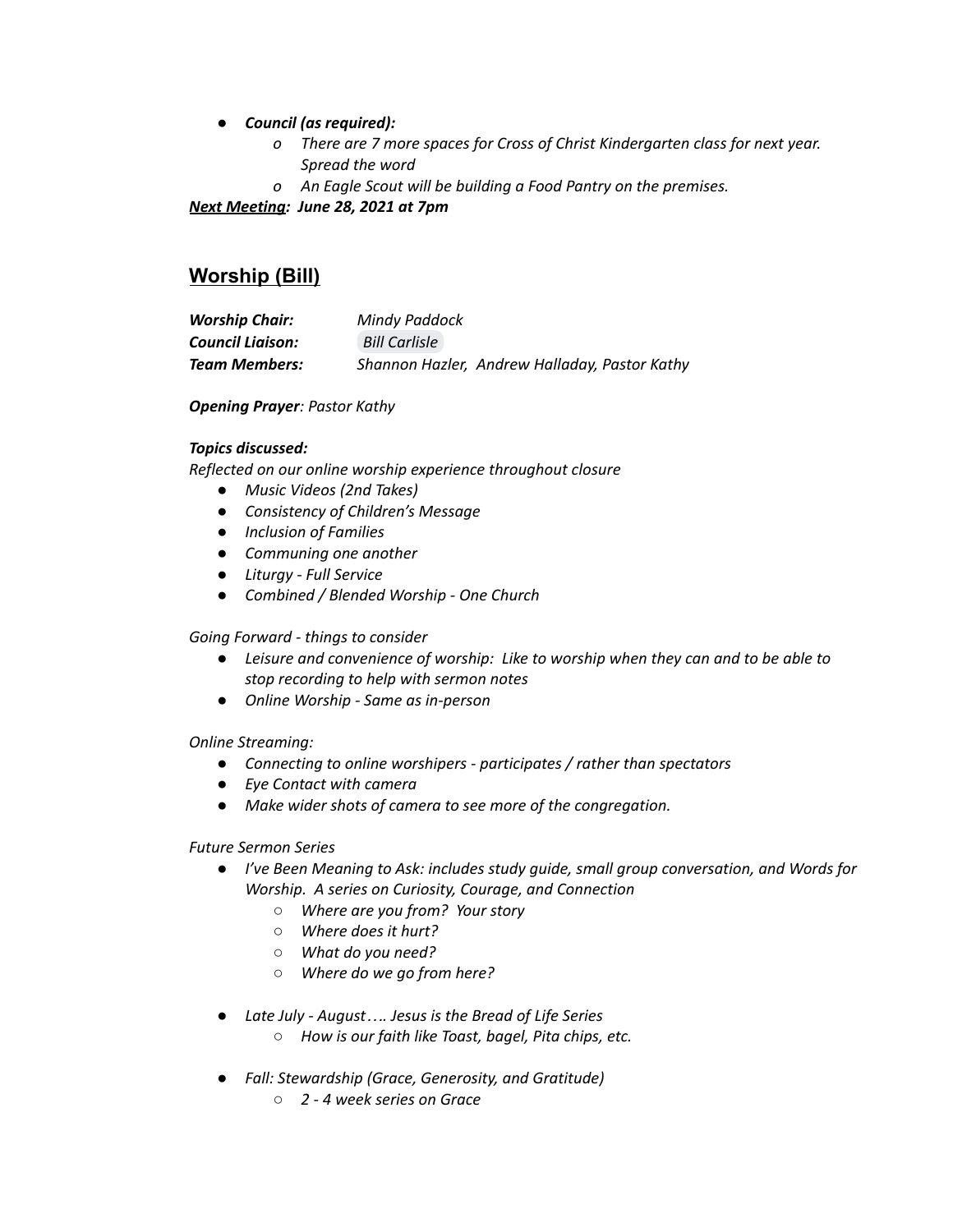- ***Council (as required):***
    - *There are 7 more spaces for Cross of Christ Kindergarten class for next year. Spread the word*
    - *An Eagle Scout will be building a Food Pantry on the premises.*

***Next Meeting:  June 28, 2021 at 7pm***

## Worship (Bill)

| | |
|---|---|
| ***Worship Chair:*** | *Mindy Paddock* |
| ***Council Liaison:*** | *Bill Carlisle* |
| ***Team Members:*** | *Shannon Hazler,  Andrew Halladay, Pastor Kathy* |

***Opening Prayer****: Pastor Kathy*

***Topics discussed:***

*Reflected on our online worship experience throughout closure*

- *Music Videos (2nd Takes)*
- *Consistency of Children's Message*
- *Inclusion of Families*
- *Communing one another*
- *Liturgy - Full Service*
- *Combined / Blended Worship - One Church*

*Going Forward - things to consider*

- *Leisure and convenience of worship:  Like to worship when they can and to be able to stop recording to help with sermon notes*
- *Online Worship - Same as in-person*

*Online Streaming:*

- *Connecting to online worshipers - participates / rather than spectators*
- *Eye Contact with camera*
- *Make wider shots of camera to see more of the congregation.*

*Future Sermon Series*

- *I've Been Meaning to Ask: includes study guide, small group conversation, and Words for Worship.  A series on Curiosity, Courage, and Connection*
    - *Where are you from?  Your story*
    - *Where does it hurt?*
    - *What do you need?*
    - *Where do we go from here?*

- *Late July - August…. Jesus is the Bread of Life Series*
    - *How is our faith like Toast, bagel, Pita chips, etc.*

- *Fall: Stewardship (Grace, Generosity, and Gratitude)*
    - *2 - 4 week series on Grace*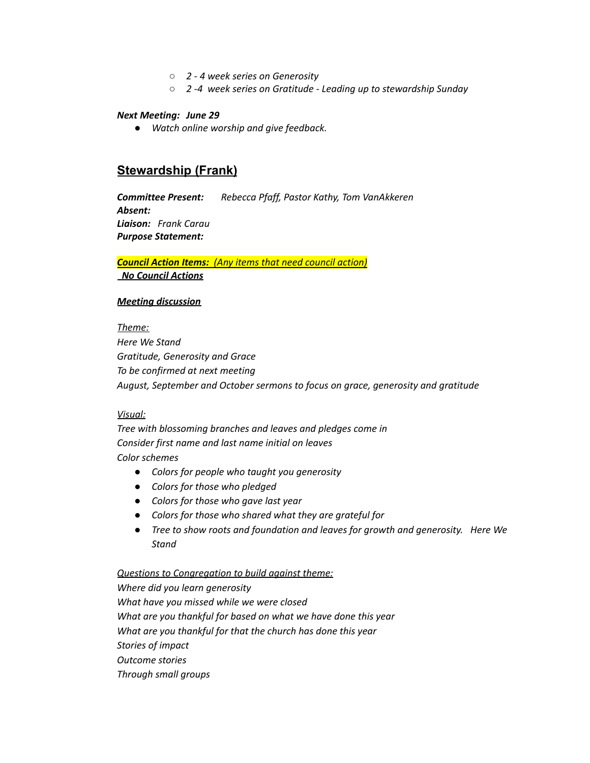- *2 - 4 week series on Generosity*
  - *2 -4 week series on Gratitude - Leading up to stewardship Sunday*

***Next Meeting: June 29***

- *Watch online worship and give feedback.*

## Stewardship (Frank)

***Committee Present:*** *Rebecca Pfaff, Pastor Kathy, Tom VanAkkeren*
***Absent:***
***Liaison:*** *Frank Carau*
***Purpose Statement:***

***Council Action Items:*** *(Any items that need council action)*
***No Council Actions***

***Meeting discussion***

*Theme:*
*Here We Stand*
*Gratitude, Generosity and Grace*
*To be confirmed at next meeting*
*August, September and October sermons to focus on grace, generosity and gratitude*

*Visual:*
*Tree with blossoming branches and leaves and pledges come in*
*Consider first name and last name initial on leaves*
*Color schemes*

- *Colors for people who taught you generosity*
- *Colors for those who pledged*
- *Colors for those who gave last year*
- *Colors for those who shared what they are grateful for*
- *Tree to show roots and foundation and leaves for growth and generosity. Here We Stand*

*Questions to Congregation to build against theme:*
*Where did you learn generosity*
*What have you missed while we were closed*
*What are you thankful for based on what we have done this year*
*What are you thankful for that the church has done this year*
*Stories of impact*
*Outcome stories*
*Through small groups*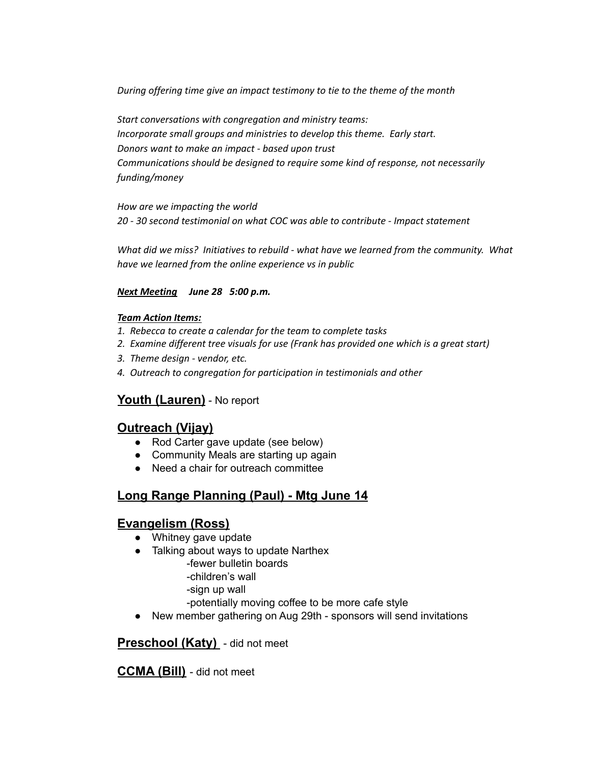*During offering time give an impact testimony to tie to the theme of the month*

*Start conversations with congregation and ministry teams:*
*Incorporate small groups and ministries to develop this theme. Early start.*
*Donors want to make an impact - based upon trust*
*Communications should be designed to require some kind of response, not necessarily funding/money*

*How are we impacting the world*
*20 - 30 second testimonial on what COC was able to contribute - Impact statement*

*What did we miss? Initiatives to rebuild - what have we learned from the community. What have we learned from the online experience vs in public*

***Next Meeting** June 28 5:00 p.m.*

***Team Action Items:***

1. *Rebecca to create a calendar for the team to complete tasks*
2. *Examine different tree visuals for use (Frank has provided one which is a great start)*
3. *Theme design - vendor, etc.*
4. *Outreach to congregation for participation in testimonials and other*

## Youth (Lauren) - No report

## Outreach (Vijay)

- Rod Carter gave update (see below)
- Community Meals are starting up again
- Need a chair for outreach committee

## Long Range Planning (Paul) - Mtg June 14

## Evangelism (Ross)

- Whitney gave update
- Talking about ways to update Narthex
  - -fewer bulletin boards
  - -children's wall
  - -sign up wall
  - -potentially moving coffee to be more cafe style
- New member gathering on Aug 29th - sponsors will send invitations

## Preschool (Katy) - did not meet

## CCMA (Bill) - did not meet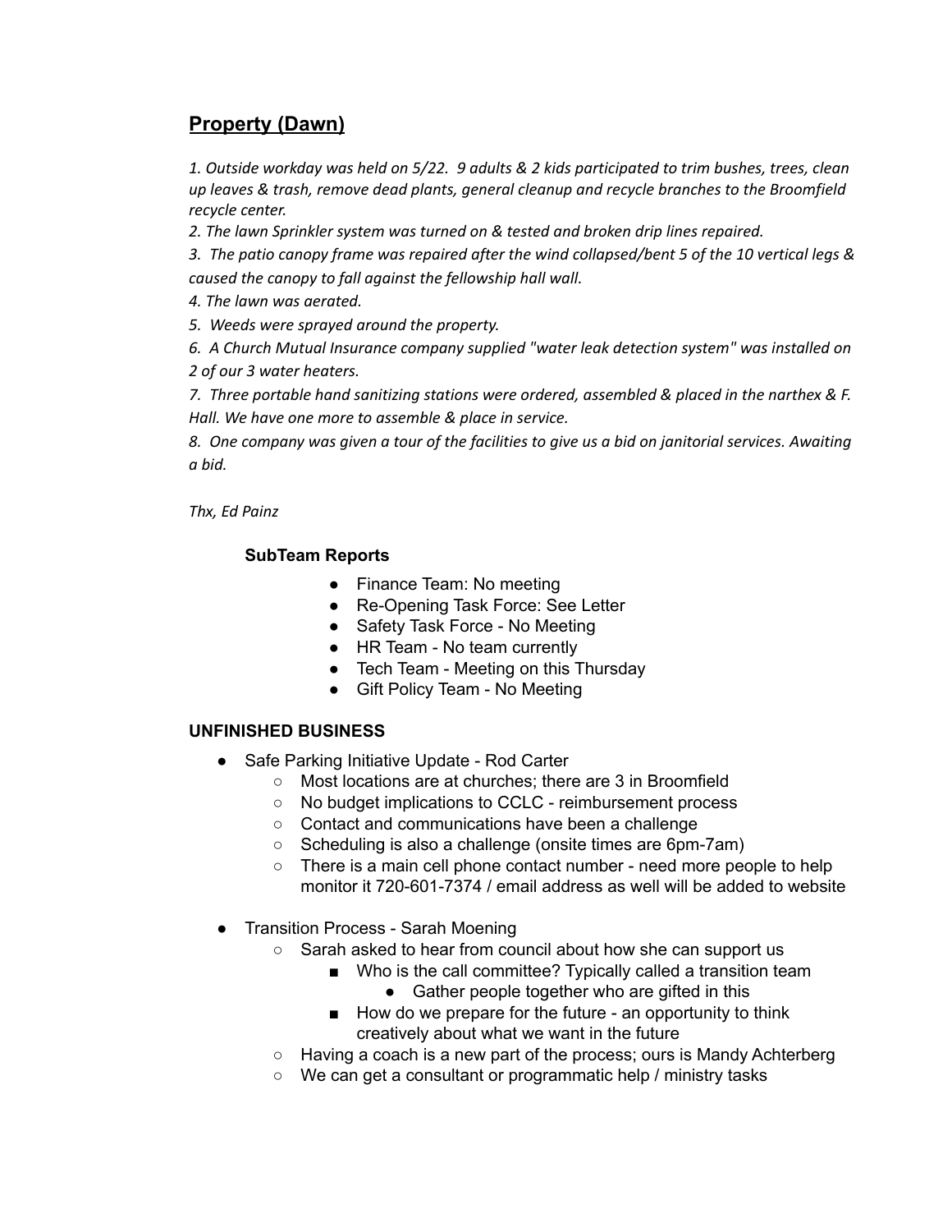## **Property (Dawn)**

*1. Outside workday was held on 5/22. 9 adults & 2 kids participated to trim bushes, trees, clean up leaves & trash, remove dead plants, general cleanup and recycle branches to the Broomfield recycle center.*
*2. The lawn Sprinkler system was turned on & tested and broken drip lines repaired.*
*3. The patio canopy frame was repaired after the wind collapsed/bent 5 of the 10 vertical legs & caused the canopy to fall against the fellowship hall wall.*
*4. The lawn was aerated.*
*5. Weeds were sprayed around the property.*
*6. A Church Mutual Insurance company supplied "water leak detection system" was installed on 2 of our 3 water heaters.*
*7. Three portable hand sanitizing stations were ordered, assembled & placed in the narthex & F. Hall. We have one more to assemble & place in service.*
*8. One company was given a tour of the facilities to give us a bid on janitorial services. Awaiting a bid.*

*Thx, Ed Painz*

**SubTeam Reports**

- Finance Team: No meeting
- Re-Opening Task Force: See Letter
- Safety Task Force - No Meeting
- HR Team - No team currently
- Tech Team - Meeting on this Thursday
- Gift Policy Team - No Meeting

**UNFINISHED BUSINESS**

- Safe Parking Initiative Update - Rod Carter
  - Most locations are at churches; there are 3 in Broomfield
  - No budget implications to CCLC - reimbursement process
  - Contact and communications have been a challenge
  - Scheduling is also a challenge (onsite times are 6pm-7am)
  - There is a main cell phone contact number - need more people to help monitor it 720-601-7374 / email address as well will be added to website
- Transition Process - Sarah Moening
  - Sarah asked to hear from council about how she can support us
    - Who is the call committee? Typically called a transition team
      - Gather people together who are gifted in this
    - How do we prepare for the future - an opportunity to think creatively about what we want in the future
  - Having a coach is a new part of the process; ours is Mandy Achterberg
  - We can get a consultant or programmatic help / ministry tasks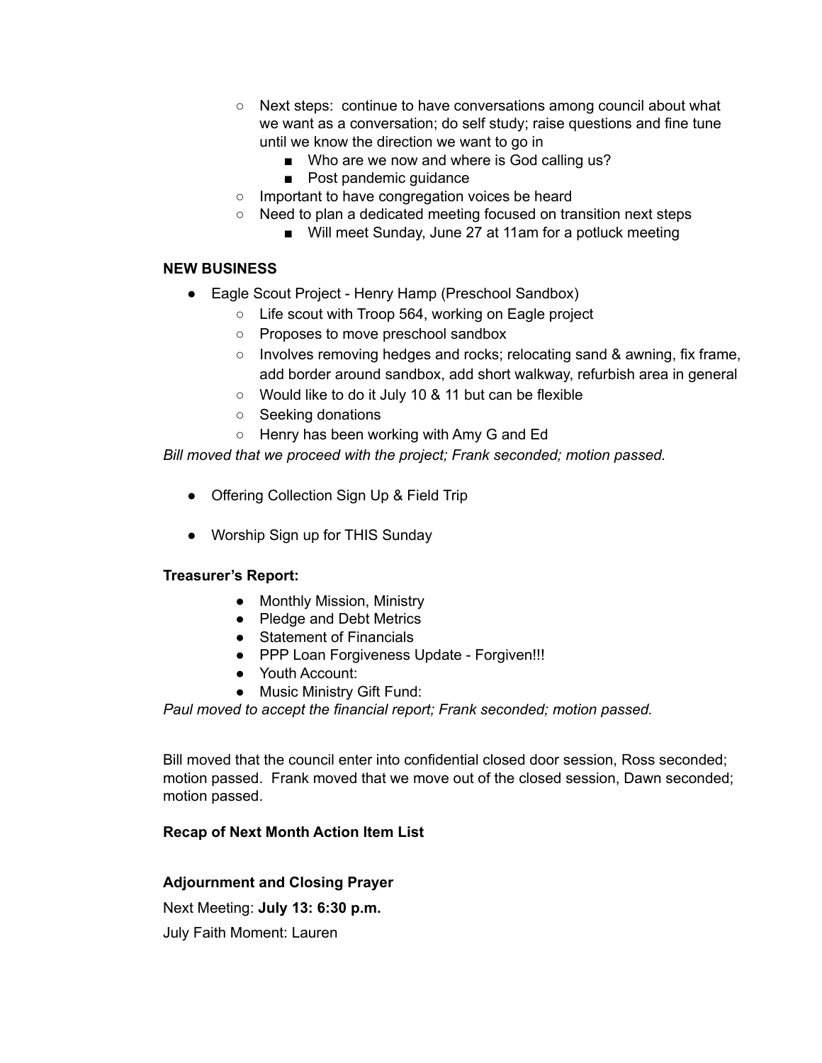- Next steps: continue to have conversations among council about what we want as a conversation; do self study; raise questions and fine tune until we know the direction we want to go in
  - Who are we now and where is God calling us?
  - Post pandemic guidance
- Important to have congregation voices be heard
- Need to plan a dedicated meeting focused on transition next steps
  - Will meet Sunday, June 27 at 11am for a potluck meeting

**NEW BUSINESS**

- Eagle Scout Project - Henry Hamp (Preschool Sandbox)
  - Life scout with Troop 564, working on Eagle project
  - Proposes to move preschool sandbox
  - Involves removing hedges and rocks; relocating sand & awning, fix frame, add border around sandbox, add short walkway, refurbish area in general
  - Would like to do it July 10 & 11 but can be flexible
  - Seeking donations
  - Henry has been working with Amy G and Ed

*Bill moved that we proceed with the project; Frank seconded; motion passed.*

- Offering Collection Sign Up & Field Trip

- Worship Sign up for THIS Sunday

**Treasurer's Report:**

- Monthly Mission, Ministry
- Pledge and Debt Metrics
- Statement of Financials
- PPP Loan Forgiveness Update - Forgiven!!!
- Youth Account:
- Music Ministry Gift Fund:

*Paul moved to accept the financial report; Frank seconded; motion passed.*

Bill moved that the council enter into confidential closed door session, Ross seconded; motion passed. Frank moved that we move out of the closed session, Dawn seconded; motion passed.

**Recap of Next Month Action Item List**

**Adjournment and Closing Prayer**

Next Meeting: **July 13: 6:30 p.m.**

July Faith Moment: Lauren